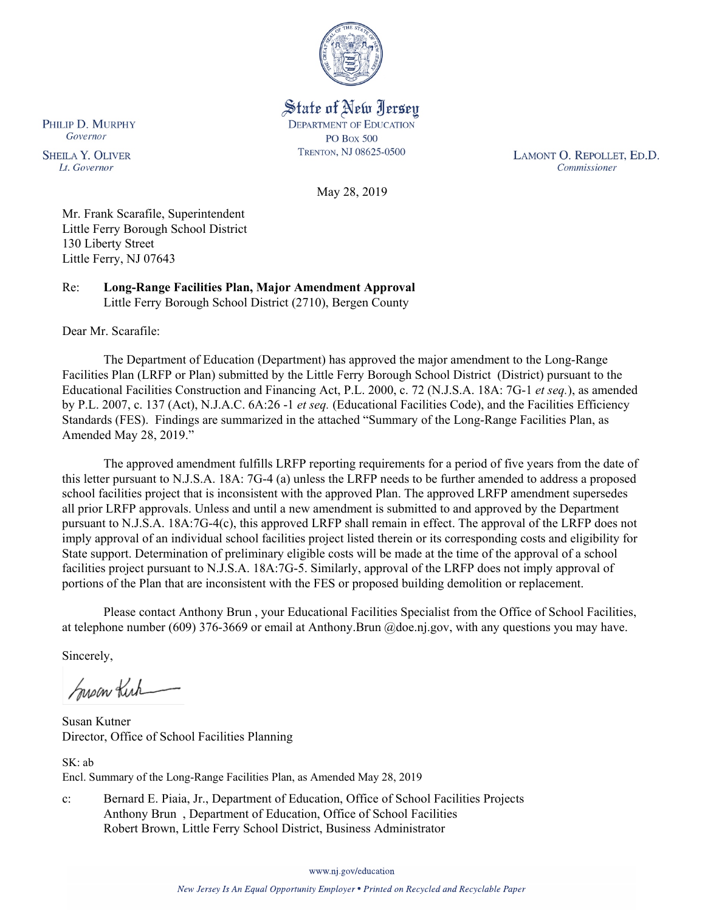State of New Jersey
DEPARTMENT OF EDUCATION
PO BOX 500
TRENTON, NJ 08625-0500

PHILIP D. MURPHY
*Governor*

SHEILA Y. OLIVER
*Lt. Governor*

LAMONT O. REPOLLET, ED.D.
*Commissioner*

May 28, 2019

Mr. Frank Scarafile, Superintendent
Little Ferry Borough School District
130 Liberty Street
Little Ferry, NJ 07643

Re: **Long-Range Facilities Plan, Major Amendment Approval**
Little Ferry Borough School District (2710), Bergen County

Dear Mr. Scarafile:

The Department of Education (Department) has approved the major amendment to the Long-Range Facilities Plan (LRFP or Plan) submitted by the Little Ferry Borough School District (District) pursuant to the Educational Facilities Construction and Financing Act, P.L. 2000, c. 72 (N.J.S.A. 18A: 7G-1 *et seq.*), as amended by P.L. 2007, c. 137 (Act), N.J.A.C. 6A:26 -1 *et seq.* (Educational Facilities Code), and the Facilities Efficiency Standards (FES). Findings are summarized in the attached "Summary of the Long-Range Facilities Plan, as Amended May 28, 2019."

The approved amendment fulfills LRFP reporting requirements for a period of five years from the date of this letter pursuant to N.J.S.A. 18A: 7G-4 (a) unless the LRFP needs to be further amended to address a proposed school facilities project that is inconsistent with the approved Plan. The approved LRFP amendment supersedes all prior LRFP approvals. Unless and until a new amendment is submitted to and approved by the Department pursuant to N.J.S.A. 18A:7G-4(c), this approved LRFP shall remain in effect. The approval of the LRFP does not imply approval of an individual school facilities project listed therein or its corresponding costs and eligibility for State support. Determination of preliminary eligible costs will be made at the time of the approval of a school facilities project pursuant to N.J.S.A. 18A:7G-5. Similarly, approval of the LRFP does not imply approval of portions of the Plan that are inconsistent with the FES or proposed building demolition or replacement.

Please contact Anthony Brun , your Educational Facilities Specialist from the Office of School Facilities, at telephone number (609) 376-3669 or email at Anthony.Brun @doe.nj.gov, with any questions you may have.

Sincerely,

Susan Kutner
Director, Office of School Facilities Planning

SK: ab
Encl. Summary of the Long-Range Facilities Plan, as Amended May 28, 2019

c: Bernard E. Piaia, Jr., Department of Education, Office of School Facilities Projects
Anthony Brun , Department of Education, Office of School Facilities
Robert Brown, Little Ferry School District, Business Administrator

www.nj.gov/education

*New Jersey Is An Equal Opportunity Employer • Printed on Recycled and Recyclable Paper*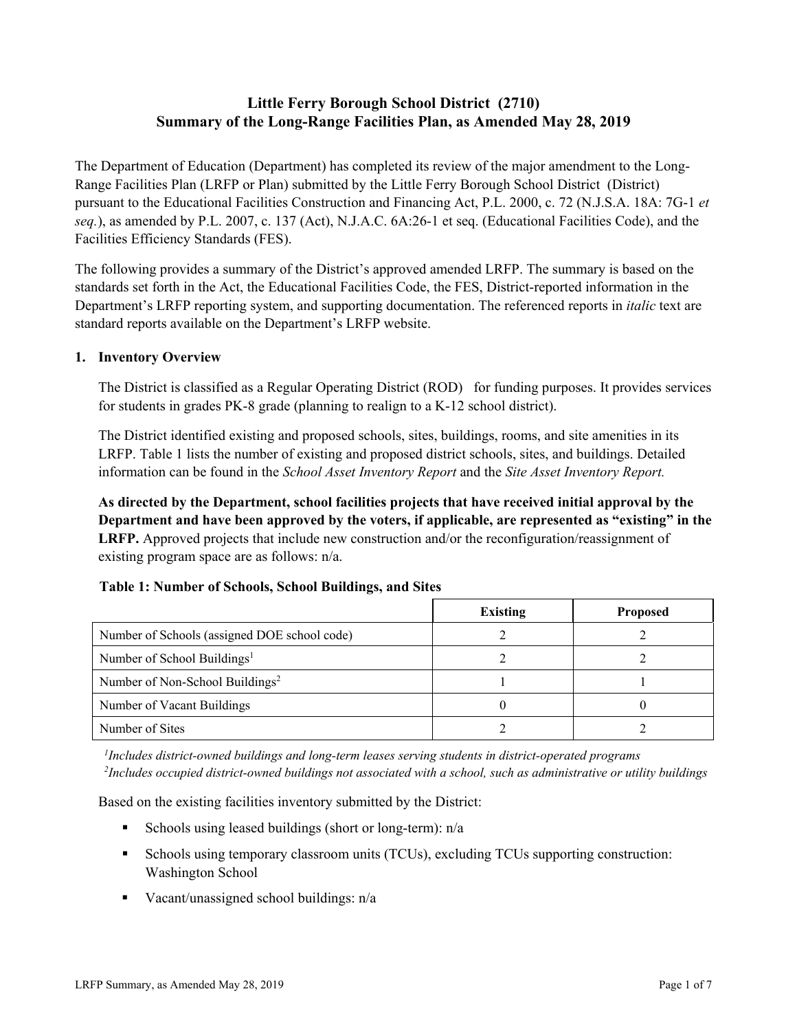# Little Ferry Borough School District (2710)
## Summary of the Long-Range Facilities Plan, as Amended May 28, 2019

The Department of Education (Department) has completed its review of the major amendment to the Long-Range Facilities Plan (LRFP or Plan) submitted by the Little Ferry Borough School District (District) pursuant to the Educational Facilities Construction and Financing Act, P.L. 2000, c. 72 (N.J.S.A. 18A: 7G-1 *et seq.*), as amended by P.L. 2007, c. 137 (Act), N.J.A.C. 6A:26-1 et seq. (Educational Facilities Code), and the Facilities Efficiency Standards (FES).

The following provides a summary of the District's approved amended LRFP. The summary is based on the standards set forth in the Act, the Educational Facilities Code, the FES, District-reported information in the Department's LRFP reporting system, and supporting documentation. The referenced reports in *italic* text are standard reports available on the Department's LRFP website.

### 1. Inventory Overview

The District is classified as a Regular Operating District (ROD) for funding purposes. It provides services for students in grades PK-8 grade (planning to realign to a K-12 school district).

The District identified existing and proposed schools, sites, buildings, rooms, and site amenities in its LRFP. Table 1 lists the number of existing and proposed district schools, sites, and buildings. Detailed information can be found in the *School Asset Inventory Report* and the *Site Asset Inventory Report.*

**As directed by the Department, school facilities projects that have received initial approval by the Department and have been approved by the voters, if applicable, are represented as "existing" in the LRFP.** Approved projects that include new construction and/or the reconfiguration/reassignment of existing program space are as follows: n/a.

**Table 1: Number of Schools, School Buildings, and Sites**

| | Existing | Proposed |
|---|---|---|
| Number of Schools (assigned DOE school code) | 2 | 2 |
| Number of School Buildings[1] | 2 | 2 |
| Number of Non-School Buildings[2] | 1 | 1 |
| Number of Vacant Buildings | 0 | 0 |
| Number of Sites | 2 | 2 |

*[1]Includes district-owned buildings and long-term leases serving students in district-operated programs*
*[2]Includes occupied district-owned buildings not associated with a school, such as administrative or utility buildings*

Based on the existing facilities inventory submitted by the District:

- Schools using leased buildings (short or long-term): n/a
- Schools using temporary classroom units (TCUs), excluding TCUs supporting construction: Washington School
- Vacant/unassigned school buildings: n/a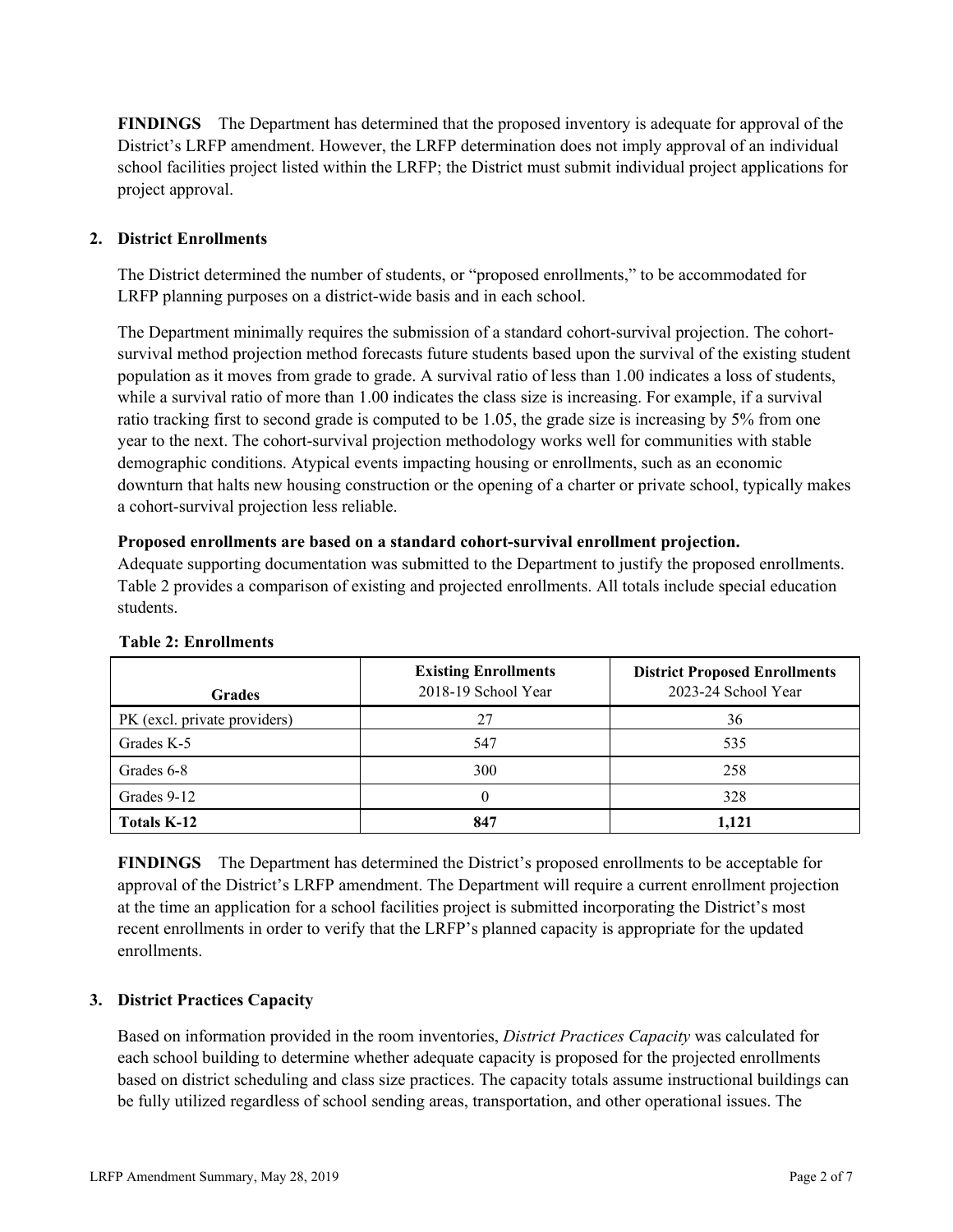**FINDINGS** The Department has determined that the proposed inventory is adequate for approval of the District's LRFP amendment. However, the LRFP determination does not imply approval of an individual school facilities project listed within the LRFP; the District must submit individual project applications for project approval.

## 2. District Enrollments

The District determined the number of students, or "proposed enrollments," to be accommodated for LRFP planning purposes on a district-wide basis and in each school.

The Department minimally requires the submission of a standard cohort-survival projection. The cohort-survival method projection method forecasts future students based upon the survival of the existing student population as it moves from grade to grade. A survival ratio of less than 1.00 indicates a loss of students, while a survival ratio of more than 1.00 indicates the class size is increasing. For example, if a survival ratio tracking first to second grade is computed to be 1.05, the grade size is increasing by 5% from one year to the next. The cohort-survival projection methodology works well for communities with stable demographic conditions. Atypical events impacting housing or enrollments, such as an economic downturn that halts new housing construction or the opening of a charter or private school, typically makes a cohort-survival projection less reliable.

**Proposed enrollments are based on a standard cohort-survival enrollment projection.**
Adequate supporting documentation was submitted to the Department to justify the proposed enrollments. Table 2 provides a comparison of existing and projected enrollments. All totals include special education students.

**Table 2: Enrollments**

| Grades | Existing Enrollments 2018-19 School Year | District Proposed Enrollments 2023-24 School Year |
|---|---|---|
| PK (excl. private providers) | 27 | 36 |
| Grades K-5 | 547 | 535 |
| Grades 6-8 | 300 | 258 |
| Grades 9-12 | 0 | 328 |
| **Totals K-12** | **847** | **1,121** |

**FINDINGS** The Department has determined the District's proposed enrollments to be acceptable for approval of the District's LRFP amendment. The Department will require a current enrollment projection at the time an application for a school facilities project is submitted incorporating the District's most recent enrollments in order to verify that the LRFP's planned capacity is appropriate for the updated enrollments.

## 3. District Practices Capacity

Based on information provided in the room inventories, *District Practices Capacity* was calculated for each school building to determine whether adequate capacity is proposed for the projected enrollments based on district scheduling and class size practices. The capacity totals assume instructional buildings can be fully utilized regardless of school sending areas, transportation, and other operational issues. The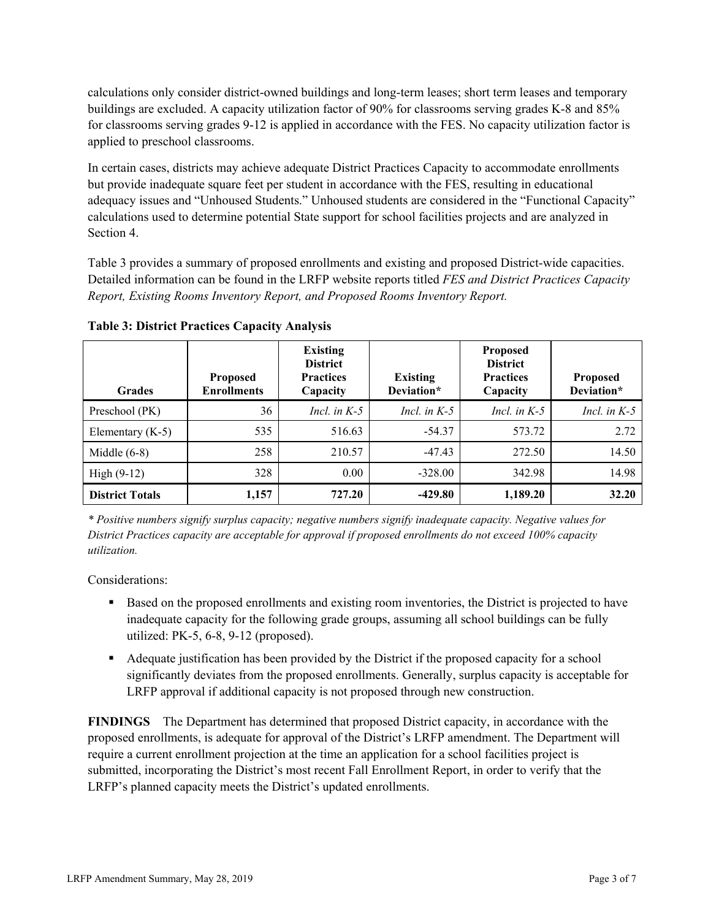calculations only consider district-owned buildings and long-term leases; short term leases and temporary buildings are excluded. A capacity utilization factor of 90% for classrooms serving grades K-8 and 85% for classrooms serving grades 9-12 is applied in accordance with the FES. No capacity utilization factor is applied to preschool classrooms.

In certain cases, districts may achieve adequate District Practices Capacity to accommodate enrollments but provide inadequate square feet per student in accordance with the FES, resulting in educational adequacy issues and "Unhoused Students." Unhoused students are considered in the "Functional Capacity" calculations used to determine potential State support for school facilities projects and are analyzed in Section 4.

Table 3 provides a summary of proposed enrollments and existing and proposed District-wide capacities. Detailed information can be found in the LRFP website reports titled *FES and District Practices Capacity Report, Existing Rooms Inventory Report, and Proposed Rooms Inventory Report.*

**Table 3: District Practices Capacity Analysis**

| Grades | Proposed Enrollments | Existing District Practices Capacity | Existing Deviation* | Proposed District Practices Capacity | Proposed Deviation* |
|---|---|---|---|---|---|
| Preschool (PK) | 36 | *Incl. in K-5* | *Incl. in K-5* | *Incl. in K-5* | *Incl. in K-5* |
| Elementary (K-5) | 535 | 516.63 | -54.37 | 573.72 | 2.72 |
| Middle (6-8) | 258 | 210.57 | -47.43 | 272.50 | 14.50 |
| High (9-12) | 328 | 0.00 | -328.00 | 342.98 | 14.98 |
| **District Totals** | **1,157** | **727.20** | **-429.80** | **1,189.20** | **32.20** |

*\* Positive numbers signify surplus capacity; negative numbers signify inadequate capacity. Negative values for District Practices capacity are acceptable for approval if proposed enrollments do not exceed 100% capacity utilization.*

Considerations:

- Based on the proposed enrollments and existing room inventories, the District is projected to have inadequate capacity for the following grade groups, assuming all school buildings can be fully utilized: PK-5, 6-8, 9-12 (proposed).
- Adequate justification has been provided by the District if the proposed capacity for a school significantly deviates from the proposed enrollments. Generally, surplus capacity is acceptable for LRFP approval if additional capacity is not proposed through new construction.

**FINDINGS** The Department has determined that proposed District capacity, in accordance with the proposed enrollments, is adequate for approval of the District's LRFP amendment. The Department will require a current enrollment projection at the time an application for a school facilities project is submitted, incorporating the District's most recent Fall Enrollment Report, in order to verify that the LRFP's planned capacity meets the District's updated enrollments.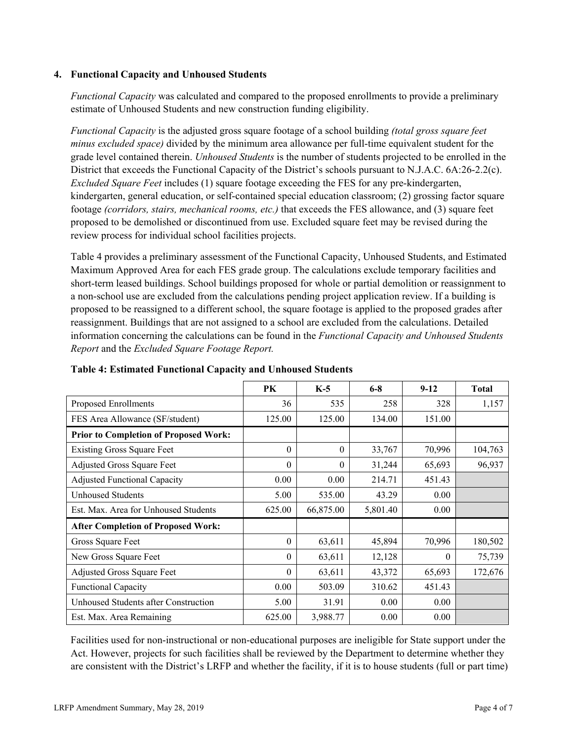### 4. Functional Capacity and Unhoused Students

*Functional Capacity* was calculated and compared to the proposed enrollments to provide a preliminary estimate of Unhoused Students and new construction funding eligibility.

*Functional Capacity* is the adjusted gross square footage of a school building *(total gross square feet minus excluded space)* divided by the minimum area allowance per full-time equivalent student for the grade level contained therein. *Unhoused Students* is the number of students projected to be enrolled in the District that exceeds the Functional Capacity of the District's schools pursuant to N.J.A.C. 6A:26-2.2(c). *Excluded Square Feet* includes (1) square footage exceeding the FES for any pre-kindergarten, kindergarten, general education, or self-contained special education classroom; (2) grossing factor square footage *(corridors, stairs, mechanical rooms, etc.)* that exceeds the FES allowance, and (3) square feet proposed to be demolished or discontinued from use. Excluded square feet may be revised during the review process for individual school facilities projects.

Table 4 provides a preliminary assessment of the Functional Capacity, Unhoused Students, and Estimated Maximum Approved Area for each FES grade group. The calculations exclude temporary facilities and short-term leased buildings. School buildings proposed for whole or partial demolition or reassignment to a non-school use are excluded from the calculations pending project application review. If a building is proposed to be reassigned to a different school, the square footage is applied to the proposed grades after reassignment. Buildings that are not assigned to a school are excluded from the calculations. Detailed information concerning the calculations can be found in the *Functional Capacity and Unhoused Students Report* and the *Excluded Square Footage Report.*

**Table 4: Estimated Functional Capacity and Unhoused Students**

| | PK | K-5 | 6-8 | 9-12 | Total |
|---|---|---|---|---|---|
| Proposed Enrollments | 36 | 535 | 258 | 328 | 1,157 |
| FES Area Allowance (SF/student) | 125.00 | 125.00 | 134.00 | 151.00 | |
| **Prior to Completion of Proposed Work:** | | | | | |
| Existing Gross Square Feet | 0 | 0 | 33,767 | 70,996 | 104,763 |
| Adjusted Gross Square Feet | 0 | 0 | 31,244 | 65,693 | 96,937 |
| Adjusted Functional Capacity | 0.00 | 0.00 | 214.71 | 451.43 | |
| Unhoused Students | 5.00 | 535.00 | 43.29 | 0.00 | |
| Est. Max. Area for Unhoused Students | 625.00 | 66,875.00 | 5,801.40 | 0.00 | |
| **After Completion of Proposed Work:** | | | | | |
| Gross Square Feet | 0 | 63,611 | 45,894 | 70,996 | 180,502 |
| New Gross Square Feet | 0 | 63,611 | 12,128 | 0 | 75,739 |
| Adjusted Gross Square Feet | 0 | 63,611 | 43,372 | 65,693 | 172,676 |
| Functional Capacity | 0.00 | 503.09 | 310.62 | 451.43 | |
| Unhoused Students after Construction | 5.00 | 31.91 | 0.00 | 0.00 | |
| Est. Max. Area Remaining | 625.00 | 3,988.77 | 0.00 | 0.00 | |

Facilities used for non-instructional or non-educational purposes are ineligible for State support under the Act. However, projects for such facilities shall be reviewed by the Department to determine whether they are consistent with the District's LRFP and whether the facility, if it is to house students (full or part time)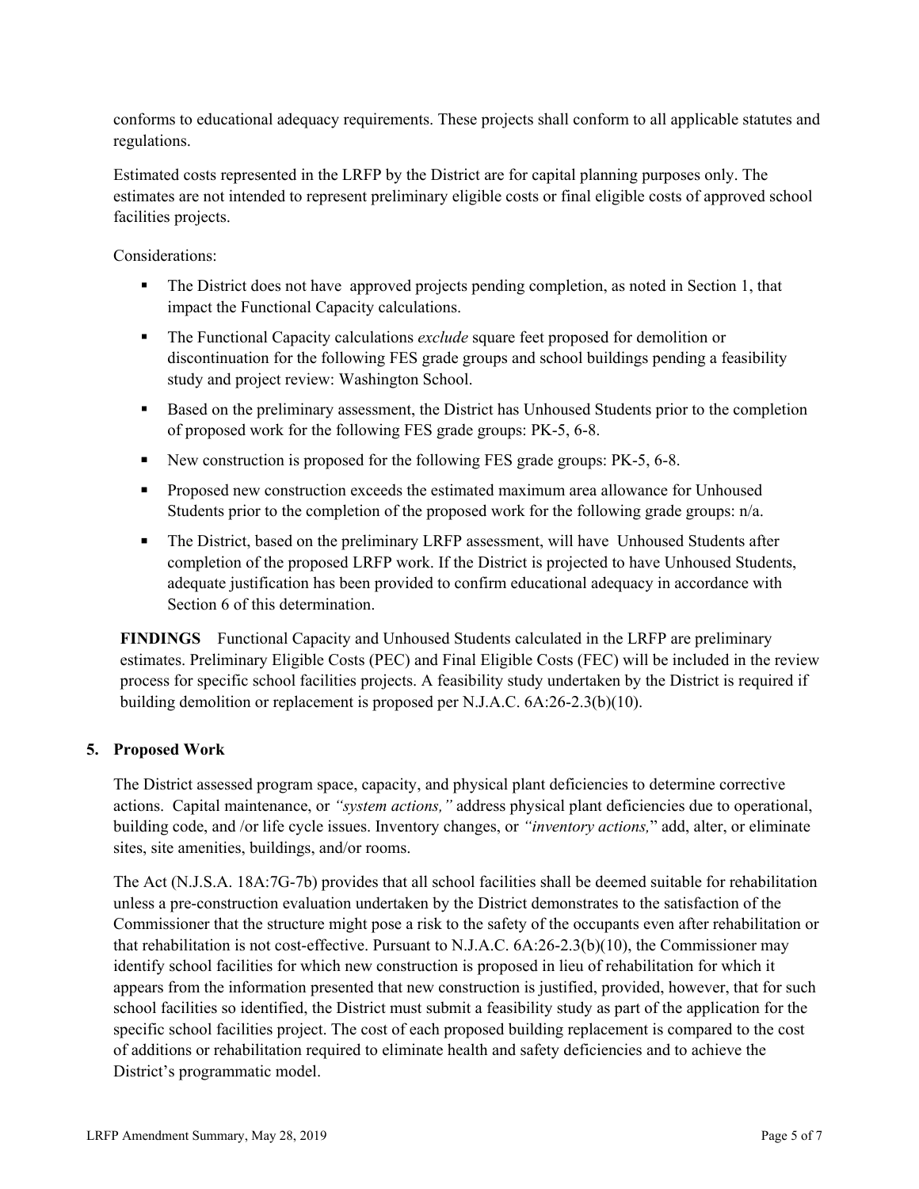conforms to educational adequacy requirements. These projects shall conform to all applicable statutes and regulations.

Estimated costs represented in the LRFP by the District are for capital planning purposes only. The estimates are not intended to represent preliminary eligible costs or final eligible costs of approved school facilities projects.

Considerations:

- The District does not have approved projects pending completion, as noted in Section 1, that impact the Functional Capacity calculations.
- The Functional Capacity calculations *exclude* square feet proposed for demolition or discontinuation for the following FES grade groups and school buildings pending a feasibility study and project review: Washington School.
- Based on the preliminary assessment, the District has Unhoused Students prior to the completion of proposed work for the following FES grade groups: PK-5, 6-8.
- New construction is proposed for the following FES grade groups: PK-5, 6-8.
- Proposed new construction exceeds the estimated maximum area allowance for Unhoused Students prior to the completion of the proposed work for the following grade groups: n/a.
- The District, based on the preliminary LRFP assessment, will have Unhoused Students after completion of the proposed LRFP work. If the District is projected to have Unhoused Students, adequate justification has been provided to confirm educational adequacy in accordance with Section 6 of this determination.

**FINDINGS** Functional Capacity and Unhoused Students calculated in the LRFP are preliminary estimates. Preliminary Eligible Costs (PEC) and Final Eligible Costs (FEC) will be included in the review process for specific school facilities projects. A feasibility study undertaken by the District is required if building demolition or replacement is proposed per N.J.A.C. 6A:26-2.3(b)(10).

## 5. Proposed Work

The District assessed program space, capacity, and physical plant deficiencies to determine corrective actions. Capital maintenance, or *"system actions,"* address physical plant deficiencies due to operational, building code, and /or life cycle issues. Inventory changes, or *"inventory actions,"* add, alter, or eliminate sites, site amenities, buildings, and/or rooms.

The Act (N.J.S.A. 18A:7G-7b) provides that all school facilities shall be deemed suitable for rehabilitation unless a pre-construction evaluation undertaken by the District demonstrates to the satisfaction of the Commissioner that the structure might pose a risk to the safety of the occupants even after rehabilitation or that rehabilitation is not cost-effective. Pursuant to N.J.A.C. 6A:26-2.3(b)(10), the Commissioner may identify school facilities for which new construction is proposed in lieu of rehabilitation for which it appears from the information presented that new construction is justified, provided, however, that for such school facilities so identified, the District must submit a feasibility study as part of the application for the specific school facilities project. The cost of each proposed building replacement is compared to the cost of additions or rehabilitation required to eliminate health and safety deficiencies and to achieve the District's programmatic model.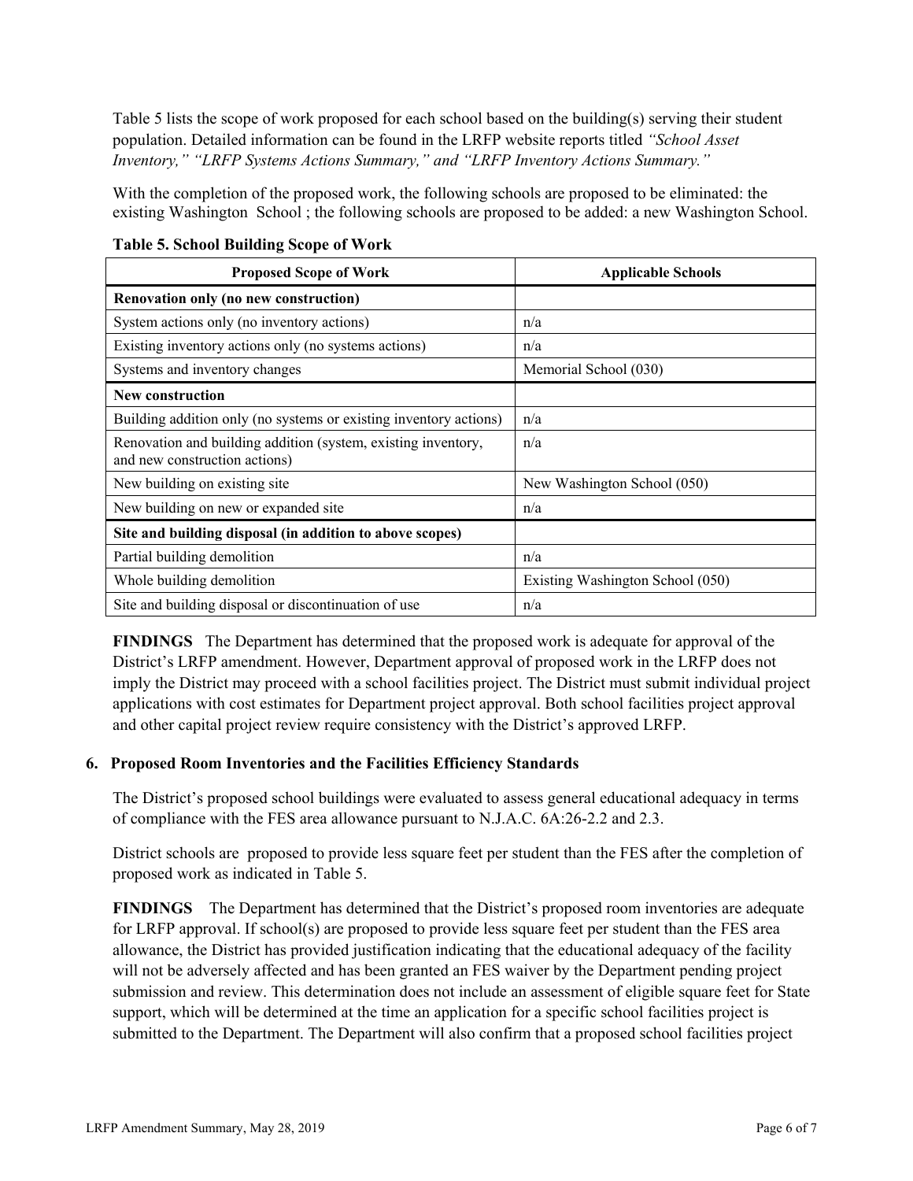Table 5 lists the scope of work proposed for each school based on the building(s) serving their student population. Detailed information can be found in the LRFP website reports titled *"School Asset Inventory," "LRFP Systems Actions Summary," and "LRFP Inventory Actions Summary."*

With the completion of the proposed work, the following schools are proposed to be eliminated: the existing Washington School ; the following schools are proposed to be added: a new Washington School.

**Table 5. School Building Scope of Work**

| Proposed Scope of Work | Applicable Schools |
|---|---|
| **Renovation only (no new construction)** | |
| System actions only (no inventory actions) | n/a |
| Existing inventory actions only (no systems actions) | n/a |
| Systems and inventory changes | Memorial School (030) |
| **New construction** | |
| Building addition only (no systems or existing inventory actions) | n/a |
| Renovation and building addition (system, existing inventory, and new construction actions) | n/a |
| New building on existing site | New Washington School (050) |
| New building on new or expanded site | n/a |
| **Site and building disposal (in addition to above scopes)** | |
| Partial building demolition | n/a |
| Whole building demolition | Existing Washington School (050) |
| Site and building disposal or discontinuation of use | n/a |

**FINDINGS** The Department has determined that the proposed work is adequate for approval of the District's LRFP amendment. However, Department approval of proposed work in the LRFP does not imply the District may proceed with a school facilities project. The District must submit individual project applications with cost estimates for Department project approval. Both school facilities project approval and other capital project review require consistency with the District's approved LRFP.

## 6. Proposed Room Inventories and the Facilities Efficiency Standards

The District's proposed school buildings were evaluated to assess general educational adequacy in terms of compliance with the FES area allowance pursuant to N.J.A.C. 6A:26-2.2 and 2.3.

District schools are proposed to provide less square feet per student than the FES after the completion of proposed work as indicated in Table 5.

**FINDINGS** The Department has determined that the District's proposed room inventories are adequate for LRFP approval. If school(s) are proposed to provide less square feet per student than the FES area allowance, the District has provided justification indicating that the educational adequacy of the facility will not be adversely affected and has been granted an FES waiver by the Department pending project submission and review. This determination does not include an assessment of eligible square feet for State support, which will be determined at the time an application for a specific school facilities project is submitted to the Department. The Department will also confirm that a proposed school facilities project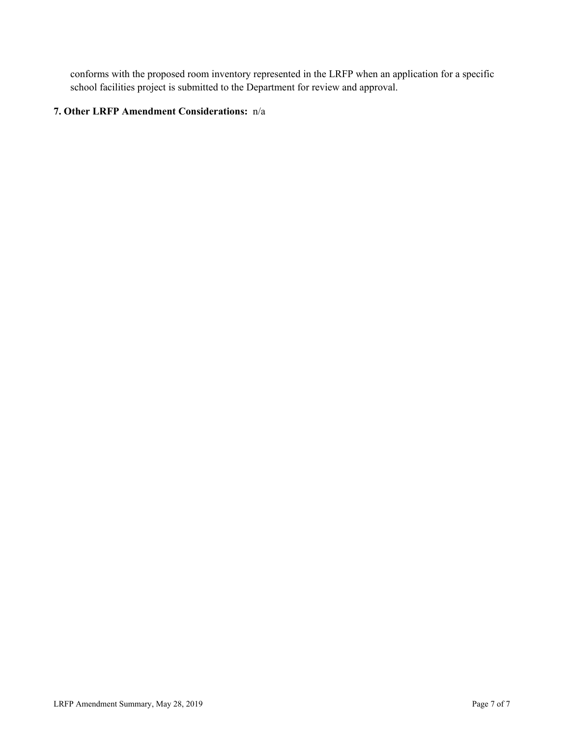conforms with the proposed room inventory represented in the LRFP when an application for a specific school facilities project is submitted to the Department for review and approval.

**7. Other LRFP Amendment Considerations:** n/a